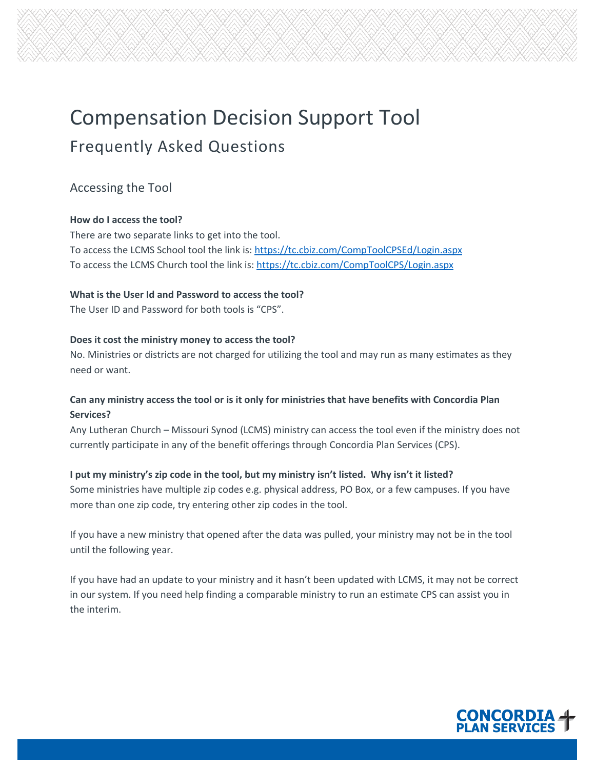# Compensation Decision Support Tool

## Frequently Asked Questions

### Accessing the Tool

**How do I access the tool?**

There are two separate links to get into the tool.
To access the LCMS School tool the link is: https://tc.cbiz.com/CompToolCPSEd/Login.aspx
To access the LCMS Church tool the link is: https://tc.cbiz.com/CompToolCPS/Login.aspx

**What is the User Id and Password to access the tool?**

The User ID and Password for both tools is "CPS".

**Does it cost the ministry money to access the tool?**

No. Ministries or districts are not charged for utilizing the tool and may run as many estimates as they need or want.

**Can any ministry access the tool or is it only for ministries that have benefits with Concordia Plan Services?**

Any Lutheran Church – Missouri Synod (LCMS) ministry can access the tool even if the ministry does not currently participate in any of the benefit offerings through Concordia Plan Services (CPS).

**I put my ministry's zip code in the tool, but my ministry isn't listed. Why isn't it listed?**

Some ministries have multiple zip codes e.g. physical address, PO Box, or a few campuses. If you have more than one zip code, try entering other zip codes in the tool.

If you have a new ministry that opened after the data was pulled, your ministry may not be in the tool until the following year.

If you have had an update to your ministry and it hasn't been updated with LCMS, it may not be correct in our system. If you need help finding a comparable ministry to run an estimate CPS can assist you in the interim.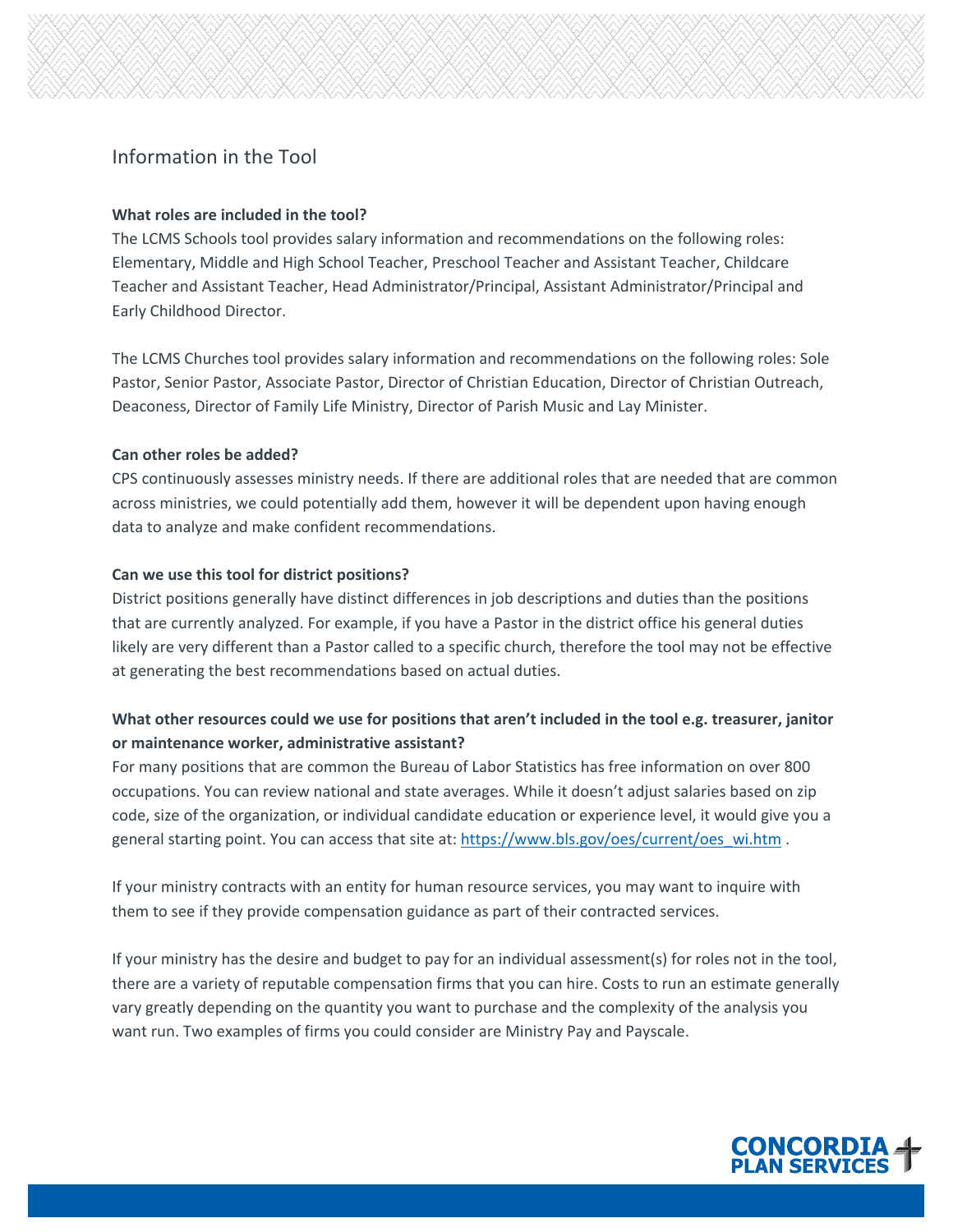## Information in the Tool

**What roles are included in the tool?**

The LCMS Schools tool provides salary information and recommendations on the following roles: Elementary, Middle and High School Teacher, Preschool Teacher and Assistant Teacher, Childcare Teacher and Assistant Teacher, Head Administrator/Principal, Assistant Administrator/Principal and Early Childhood Director.

The LCMS Churches tool provides salary information and recommendations on the following roles: Sole Pastor, Senior Pastor, Associate Pastor, Director of Christian Education, Director of Christian Outreach, Deaconess, Director of Family Life Ministry, Director of Parish Music and Lay Minister.

**Can other roles be added?**

CPS continuously assesses ministry needs. If there are additional roles that are needed that are common across ministries, we could potentially add them, however it will be dependent upon having enough data to analyze and make confident recommendations.

**Can we use this tool for district positions?**

District positions generally have distinct differences in job descriptions and duties than the positions that are currently analyzed. For example, if you have a Pastor in the district office his general duties likely are very different than a Pastor called to a specific church, therefore the tool may not be effective at generating the best recommendations based on actual duties.

**What other resources could we use for positions that aren't included in the tool e.g. treasurer, janitor or maintenance worker, administrative assistant?**

For many positions that are common the Bureau of Labor Statistics has free information on over 800 occupations. You can review national and state averages. While it doesn't adjust salaries based on zip code, size of the organization, or individual candidate education or experience level, it would give you a general starting point. You can access that site at: [https://www.bls.gov/oes/current/oes_wi.htm](https://www.bls.gov/oes/current/oes_wi.htm) .

If your ministry contracts with an entity for human resource services, you may want to inquire with them to see if they provide compensation guidance as part of their contracted services.

If your ministry has the desire and budget to pay for an individual assessment(s) for roles not in the tool, there are a variety of reputable compensation firms that you can hire. Costs to run an estimate generally vary greatly depending on the quantity you want to purchase and the complexity of the analysis you want run. Two examples of firms you could consider are Ministry Pay and Payscale.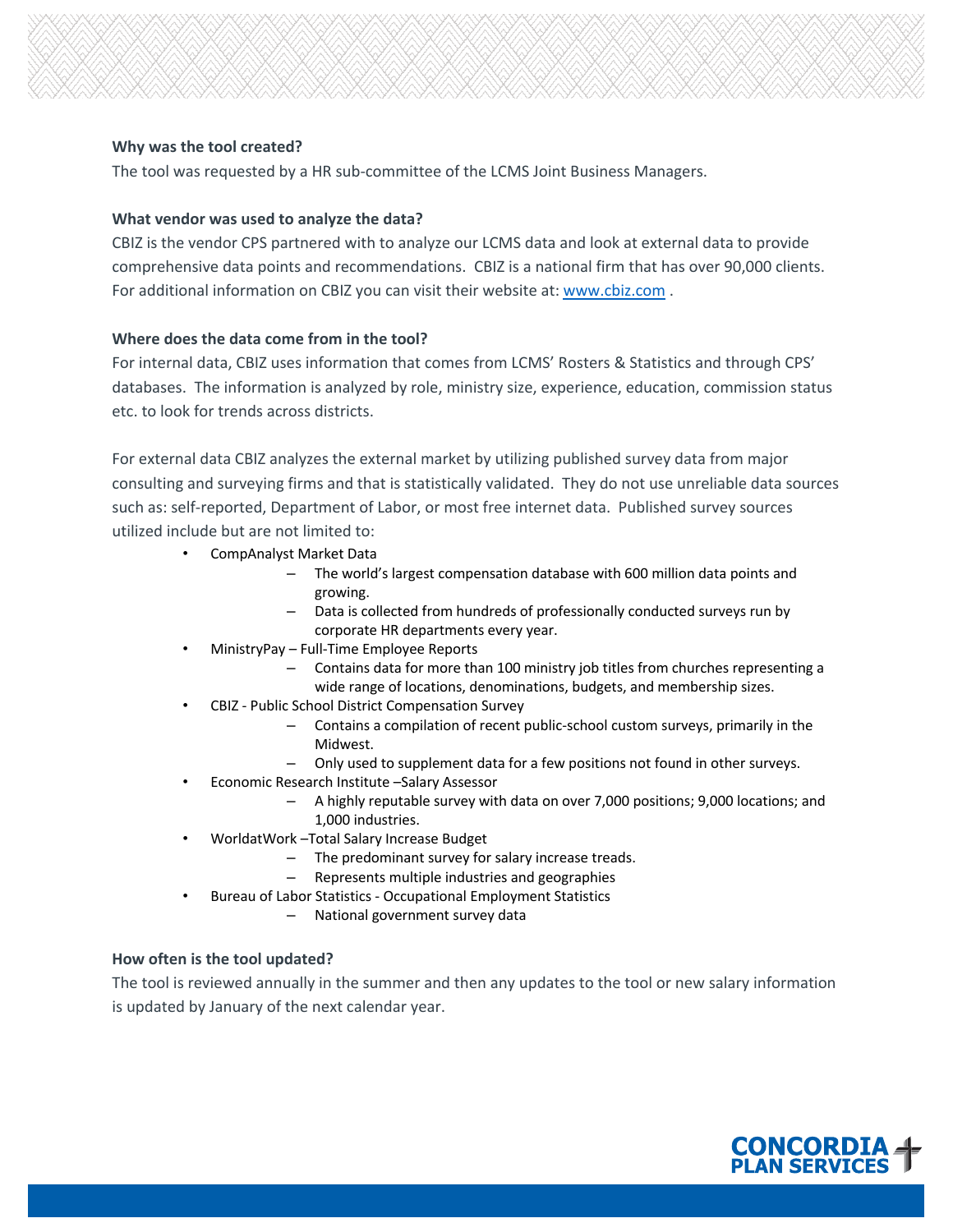**Why was the tool created?**

The tool was requested by a HR sub-committee of the LCMS Joint Business Managers.

**What vendor was used to analyze the data?**

CBIZ is the vendor CPS partnered with to analyze our LCMS data and look at external data to provide comprehensive data points and recommendations. CBIZ is a national firm that has over 90,000 clients. For additional information on CBIZ you can visit their website at: www.cbiz.com .

**Where does the data come from in the tool?**

For internal data, CBIZ uses information that comes from LCMS' Rosters & Statistics and through CPS' databases. The information is analyzed by role, ministry size, experience, education, commission status etc. to look for trends across districts.

For external data CBIZ analyzes the external market by utilizing published survey data from major consulting and surveying firms and that is statistically validated. They do not use unreliable data sources such as: self-reported, Department of Labor, or most free internet data. Published survey sources utilized include but are not limited to:

- CompAnalyst Market Data
  - The world's largest compensation database with 600 million data points and growing.
  - Data is collected from hundreds of professionally conducted surveys run by corporate HR departments every year.
- MinistryPay – Full-Time Employee Reports
  - Contains data for more than 100 ministry job titles from churches representing a wide range of locations, denominations, budgets, and membership sizes.
- CBIZ - Public School District Compensation Survey
  - Contains a compilation of recent public-school custom surveys, primarily in the Midwest.
  - Only used to supplement data for a few positions not found in other surveys.
- Economic Research Institute –Salary Assessor
  - A highly reputable survey with data on over 7,000 positions; 9,000 locations; and 1,000 industries.
- WorldatWork –Total Salary Increase Budget
  - The predominant survey for salary increase treads.
  - Represents multiple industries and geographies
- Bureau of Labor Statistics - Occupational Employment Statistics
  - National government survey data

**How often is the tool updated?**

The tool is reviewed annually in the summer and then any updates to the tool or new salary information is updated by January of the next calendar year.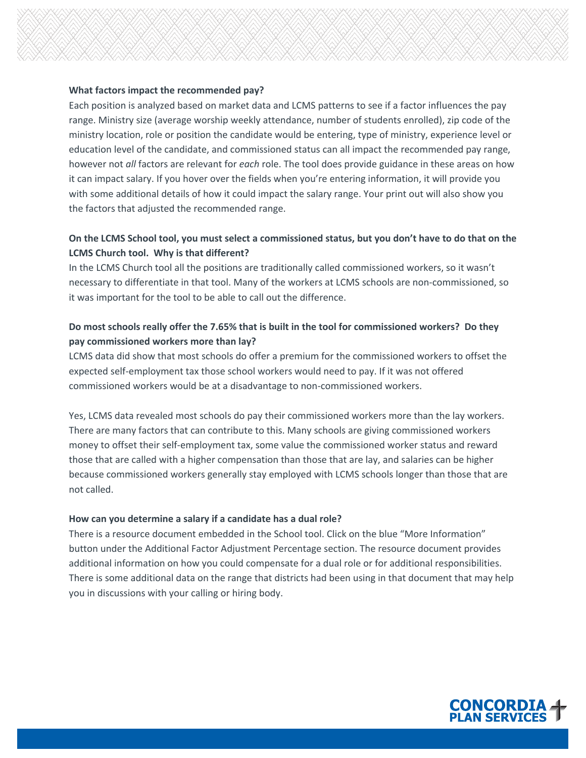**What factors impact the recommended pay?**

Each position is analyzed based on market data and LCMS patterns to see if a factor influences the pay range. Ministry size (average worship weekly attendance, number of students enrolled), zip code of the ministry location, role or position the candidate would be entering, type of ministry, experience level or education level of the candidate, and commissioned status can all impact the recommended pay range, however not *all* factors are relevant for *each* role. The tool does provide guidance in these areas on how it can impact salary. If you hover over the fields when you're entering information, it will provide you with some additional details of how it could impact the salary range. Your print out will also show you the factors that adjusted the recommended range.

**On the LCMS School tool, you must select a commissioned status, but you don't have to do that on the LCMS Church tool. Why is that different?**

In the LCMS Church tool all the positions are traditionally called commissioned workers, so it wasn't necessary to differentiate in that tool. Many of the workers at LCMS schools are non-commissioned, so it was important for the tool to be able to call out the difference.

**Do most schools really offer the 7.65% that is built in the tool for commissioned workers? Do they pay commissioned workers more than lay?**

LCMS data did show that most schools do offer a premium for the commissioned workers to offset the expected self-employment tax those school workers would need to pay. If it was not offered commissioned workers would be at a disadvantage to non-commissioned workers.

Yes, LCMS data revealed most schools do pay their commissioned workers more than the lay workers. There are many factors that can contribute to this. Many schools are giving commissioned workers money to offset their self-employment tax, some value the commissioned worker status and reward those that are called with a higher compensation than those that are lay, and salaries can be higher because commissioned workers generally stay employed with LCMS schools longer than those that are not called.

**How can you determine a salary if a candidate has a dual role?**

There is a resource document embedded in the School tool. Click on the blue "More Information" button under the Additional Factor Adjustment Percentage section. The resource document provides additional information on how you could compensate for a dual role or for additional responsibilities. There is some additional data on the range that districts had been using in that document that may help you in discussions with your calling or hiring body.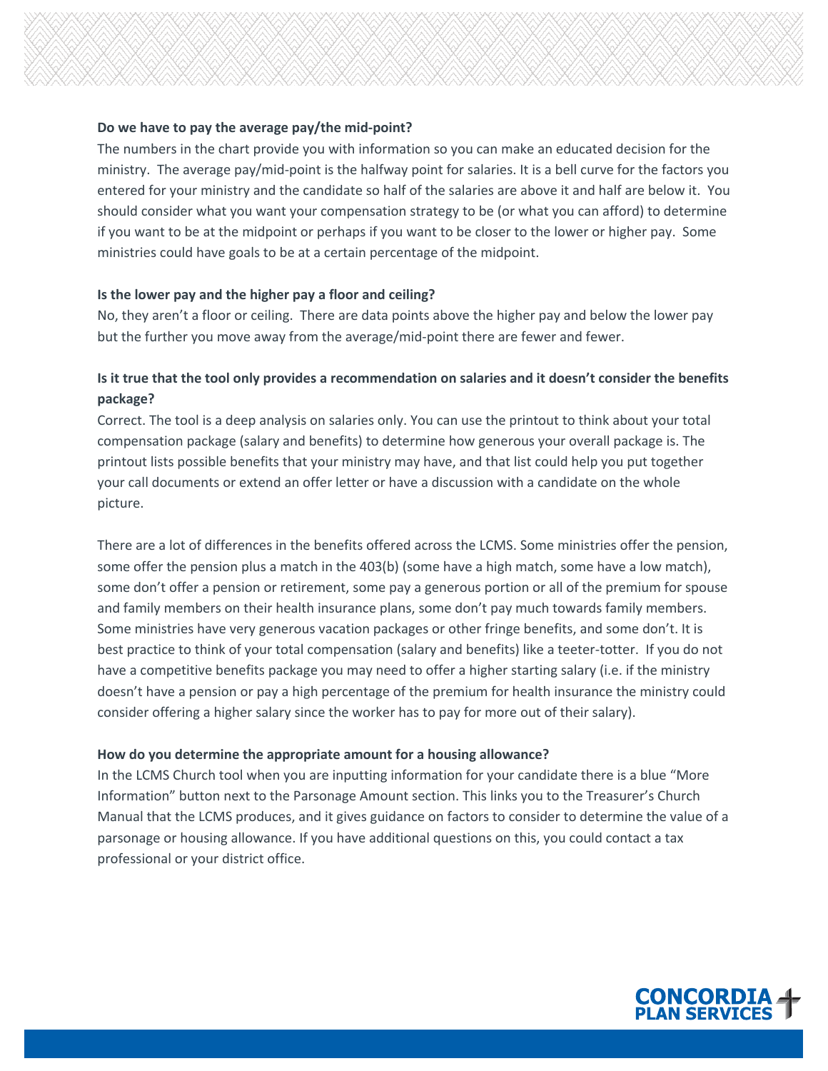**Do we have to pay the average pay/the mid-point?**

The numbers in the chart provide you with information so you can make an educated decision for the ministry. The average pay/mid-point is the halfway point for salaries. It is a bell curve for the factors you entered for your ministry and the candidate so half of the salaries are above it and half are below it. You should consider what you want your compensation strategy to be (or what you can afford) to determine if you want to be at the midpoint or perhaps if you want to be closer to the lower or higher pay. Some ministries could have goals to be at a certain percentage of the midpoint.

**Is the lower pay and the higher pay a floor and ceiling?**

No, they aren't a floor or ceiling. There are data points above the higher pay and below the lower pay but the further you move away from the average/mid-point there are fewer and fewer.

**Is it true that the tool only provides a recommendation on salaries and it doesn't consider the benefits package?**

Correct. The tool is a deep analysis on salaries only. You can use the printout to think about your total compensation package (salary and benefits) to determine how generous your overall package is. The printout lists possible benefits that your ministry may have, and that list could help you put together your call documents or extend an offer letter or have a discussion with a candidate on the whole picture.

There are a lot of differences in the benefits offered across the LCMS. Some ministries offer the pension, some offer the pension plus a match in the 403(b) (some have a high match, some have a low match), some don't offer a pension or retirement, some pay a generous portion or all of the premium for spouse and family members on their health insurance plans, some don't pay much towards family members. Some ministries have very generous vacation packages or other fringe benefits, and some don't. It is best practice to think of your total compensation (salary and benefits) like a teeter-totter. If you do not have a competitive benefits package you may need to offer a higher starting salary (i.e. if the ministry doesn't have a pension or pay a high percentage of the premium for health insurance the ministry could consider offering a higher salary since the worker has to pay for more out of their salary).

**How do you determine the appropriate amount for a housing allowance?**

In the LCMS Church tool when you are inputting information for your candidate there is a blue "More Information" button next to the Parsonage Amount section. This links you to the Treasurer's Church Manual that the LCMS produces, and it gives guidance on factors to consider to determine the value of a parsonage or housing allowance. If you have additional questions on this, you could contact a tax professional or your district office.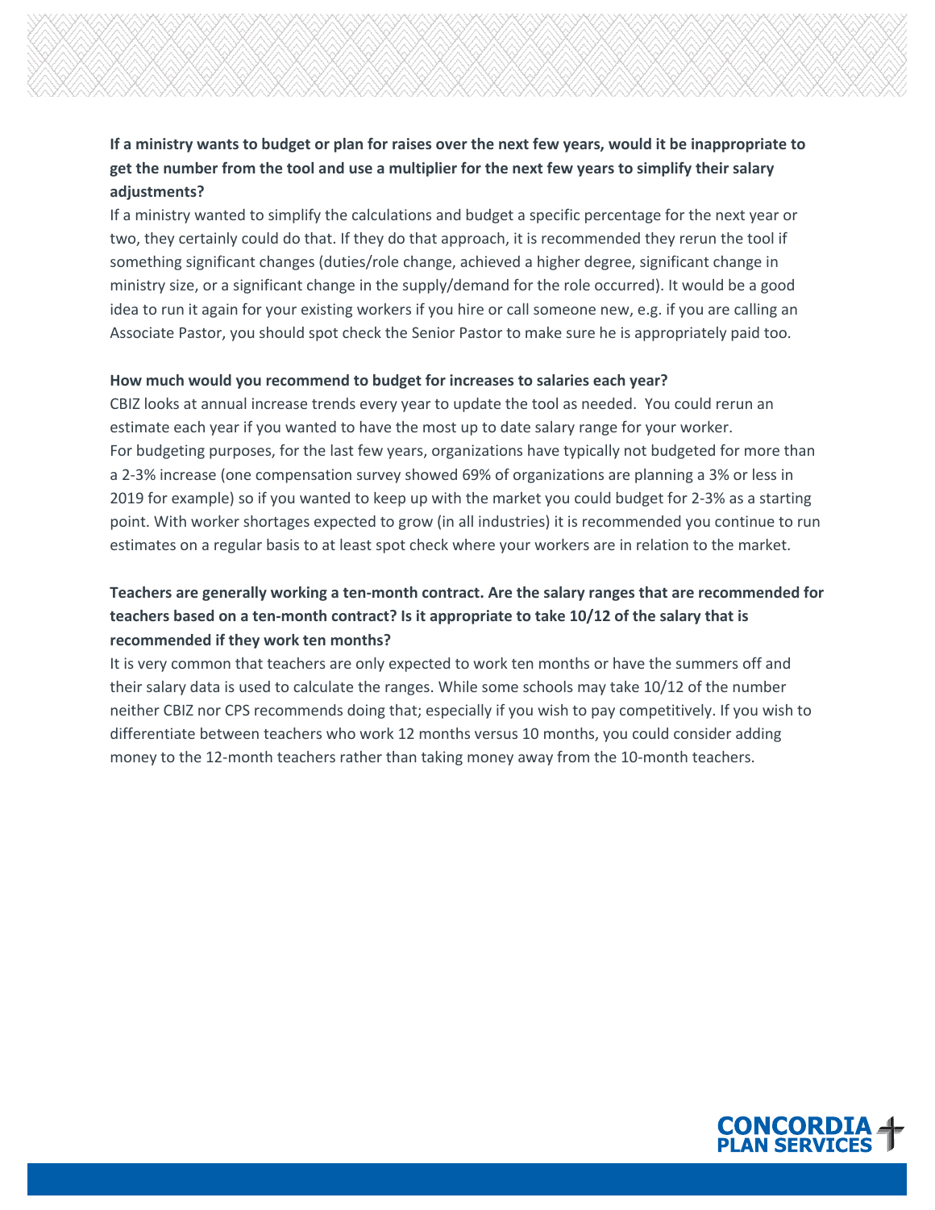**If a ministry wants to budget or plan for raises over the next few years, would it be inappropriate to get the number from the tool and use a multiplier for the next few years to simplify their salary adjustments?**

If a ministry wanted to simplify the calculations and budget a specific percentage for the next year or two, they certainly could do that. If they do that approach, it is recommended they rerun the tool if something significant changes (duties/role change, achieved a higher degree, significant change in ministry size, or a significant change in the supply/demand for the role occurred). It would be a good idea to run it again for your existing workers if you hire or call someone new, e.g. if you are calling an Associate Pastor, you should spot check the Senior Pastor to make sure he is appropriately paid too.

**How much would you recommend to budget for increases to salaries each year?**

CBIZ looks at annual increase trends every year to update the tool as needed. You could rerun an estimate each year if you wanted to have the most up to date salary range for your worker. For budgeting purposes, for the last few years, organizations have typically not budgeted for more than a 2-3% increase (one compensation survey showed 69% of organizations are planning a 3% or less in 2019 for example) so if you wanted to keep up with the market you could budget for 2-3% as a starting point. With worker shortages expected to grow (in all industries) it is recommended you continue to run estimates on a regular basis to at least spot check where your workers are in relation to the market.

**Teachers are generally working a ten-month contract. Are the salary ranges that are recommended for teachers based on a ten-month contract? Is it appropriate to take 10/12 of the salary that is recommended if they work ten months?**

It is very common that teachers are only expected to work ten months or have the summers off and their salary data is used to calculate the ranges. While some schools may take 10/12 of the number neither CBIZ nor CPS recommends doing that; especially if you wish to pay competitively. If you wish to differentiate between teachers who work 12 months versus 10 months, you could consider adding money to the 12-month teachers rather than taking money away from the 10-month teachers.